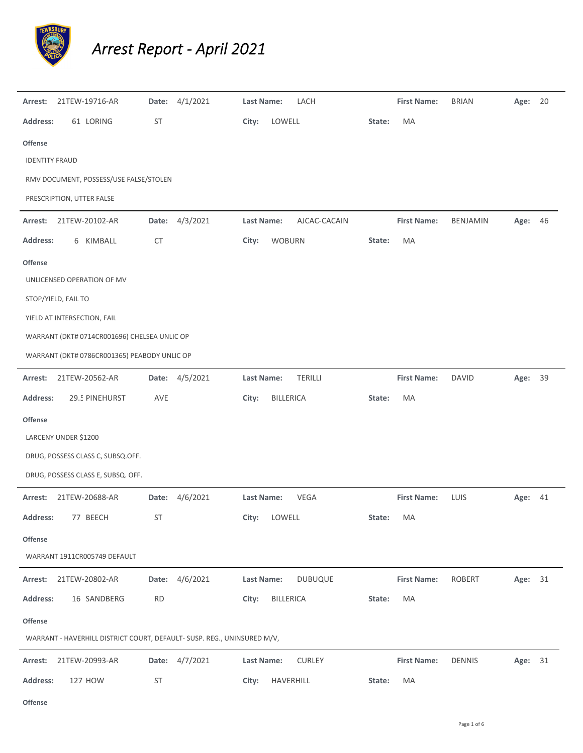# *Arrest Report - April 2021*

**Arrest:** 21TEW-19716-AR **Date:** 4/1/2021 **Last Name:** LACH **First Name:** BRIAN **Age:** 20

**Address:** 61 LORING ST **City:** LOWELL **State:** MA

**Offense**

IDENTITY FRAUD

RMV DOCUMENT, POSSESS/USE FALSE/STOLEN

PRESCRIPTION, UTTER FALSE

---

**Arrest:** 21TEW-20102-AR **Date:** 4/3/2021 **Last Name:** AJCAC-CACAIN **First Name:** BENJAMIN **Age:** 46

**Address:** 6 KIMBALL CT **City:** WOBURN **State:** MA

**Offense**

UNLICENSED OPERATION OF MV

STOP/YIELD, FAIL TO

YIELD AT INTERSECTION, FAIL

WARRANT (DKT# 0714CR001696) CHELSEA UNLIC OP

WARRANT (DKT# 0786CR001365) PEABODY UNLIC OP

---

**Arrest:** 21TEW-20562-AR **Date:** 4/5/2021 **Last Name:** TERILLI **First Name:** DAVID **Age:** 39

**Address:** 29.5 PINEHURST AVE **City:** BILLERICA **State:** MA

**Offense**

LARCENY UNDER $1200

DRUG, POSSESS CLASS C, SUBSQ.OFF.

DRUG, POSSESS CLASS E, SUBSQ. OFF.

---

**Arrest:** 21TEW-20688-AR **Date:** 4/6/2021 **Last Name:** VEGA **First Name:** LUIS **Age:** 41

**Address:** 77 BEECH ST **City:** LOWELL **State:** MA

**Offense**

WARRANT 1911CR005749 DEFAULT

---

**Arrest:** 21TEW-20802-AR **Date:** 4/6/2021 **Last Name:** DUBUQUE **First Name:** ROBERT **Age:** 31

**Address:** 16 SANDBERG RD **City:** BILLERICA **State:** MA

**Offense**

WARRANT - HAVERHILL DISTRICT COURT, DEFAULT- SUSP. REG., UNINSURED M/V,

---

**Arrest:** 21TEW-20993-AR **Date:** 4/7/2021 **Last Name:** CURLEY **First Name:** DENNIS **Age:** 31

**Address:** 127 HOW ST **City:** HAVERHILL **State:** MA

**Offense**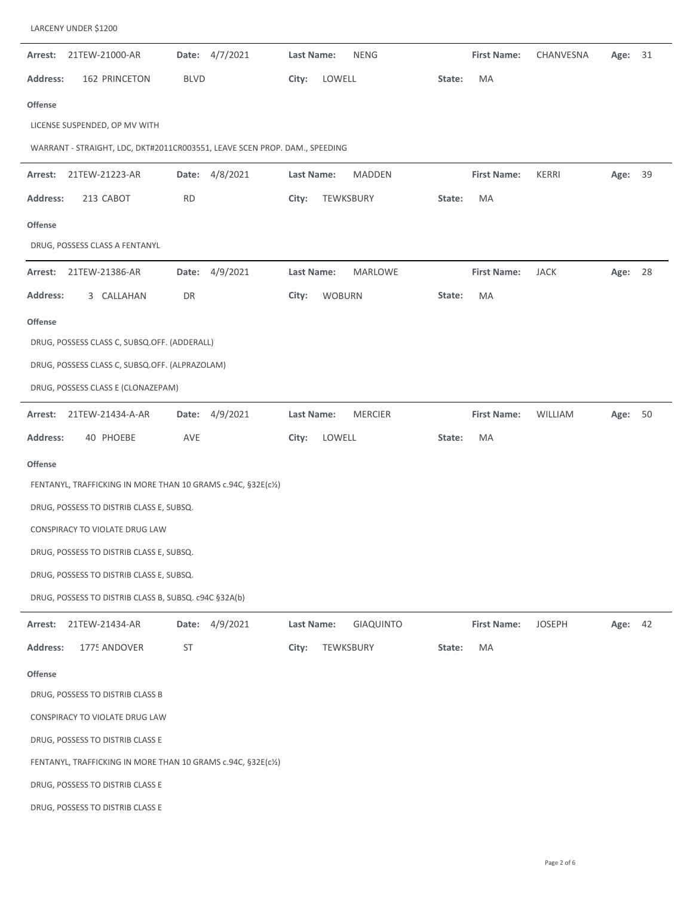LARCENY UNDER $1200

---

**Arrest:** 21TEW-21000-AR **Date:** 4/7/2021 **Last Name:** NENG **First Name:** CHANVESNA **Age:** 31

**Address:** 162 PRINCETON BLVD **City:** LOWELL **State:** MA

**Offense**

LICENSE SUSPENDED, OP MV WITH

WARRANT - STRAIGHT, LDC, DKT#2011CR003551, LEAVE SCEN PROP. DAM., SPEEDING

---

**Arrest:** 21TEW-21223-AR **Date:** 4/8/2021 **Last Name:** MADDEN **First Name:** KERRI **Age:** 39

**Address:** 213 CABOT RD **City:** TEWKSBURY **State:** MA

**Offense**

DRUG, POSSESS CLASS A FENTANYL

---

**Arrest:** 21TEW-21386-AR **Date:** 4/9/2021 **Last Name:** MARLOWE **First Name:** JACK **Age:** 28

**Address:** 3 CALLAHAN DR **City:** WOBURN **State:** MA

**Offense**

DRUG, POSSESS CLASS C, SUBSQ.OFF. (ADDERALL)

DRUG, POSSESS CLASS C, SUBSQ.OFF. (ALPRAZOLAM)

DRUG, POSSESS CLASS E (CLONAZEPAM)

---

**Arrest:** 21TEW-21434-A-AR **Date:** 4/9/2021 **Last Name:** MERCIER **First Name:** WILLIAM **Age:** 50

**Address:** 40 PHOEBE AVE **City:** LOWELL **State:** MA

**Offense**

FENTANYL, TRAFFICKING IN MORE THAN 10 GRAMS c.94C, §32E(c½)

DRUG, POSSESS TO DISTRIB CLASS E, SUBSQ.

CONSPIRACY TO VIOLATE DRUG LAW

DRUG, POSSESS TO DISTRIB CLASS E, SUBSQ.

DRUG, POSSESS TO DISTRIB CLASS E, SUBSQ.

DRUG, POSSESS TO DISTRIB CLASS B, SUBSQ. c94C §32A(b)

---

**Arrest:** 21TEW-21434-AR **Date:** 4/9/2021 **Last Name:** GIAQUINTO **First Name:** JOSEPH **Age:** 42

**Address:** 1775 ANDOVER ST **City:** TEWKSBURY **State:** MA

**Offense**

DRUG, POSSESS TO DISTRIB CLASS B

CONSPIRACY TO VIOLATE DRUG LAW

DRUG, POSSESS TO DISTRIB CLASS E

FENTANYL, TRAFFICKING IN MORE THAN 10 GRAMS c.94C, §32E(c½)

DRUG, POSSESS TO DISTRIB CLASS E

DRUG, POSSESS TO DISTRIB CLASS E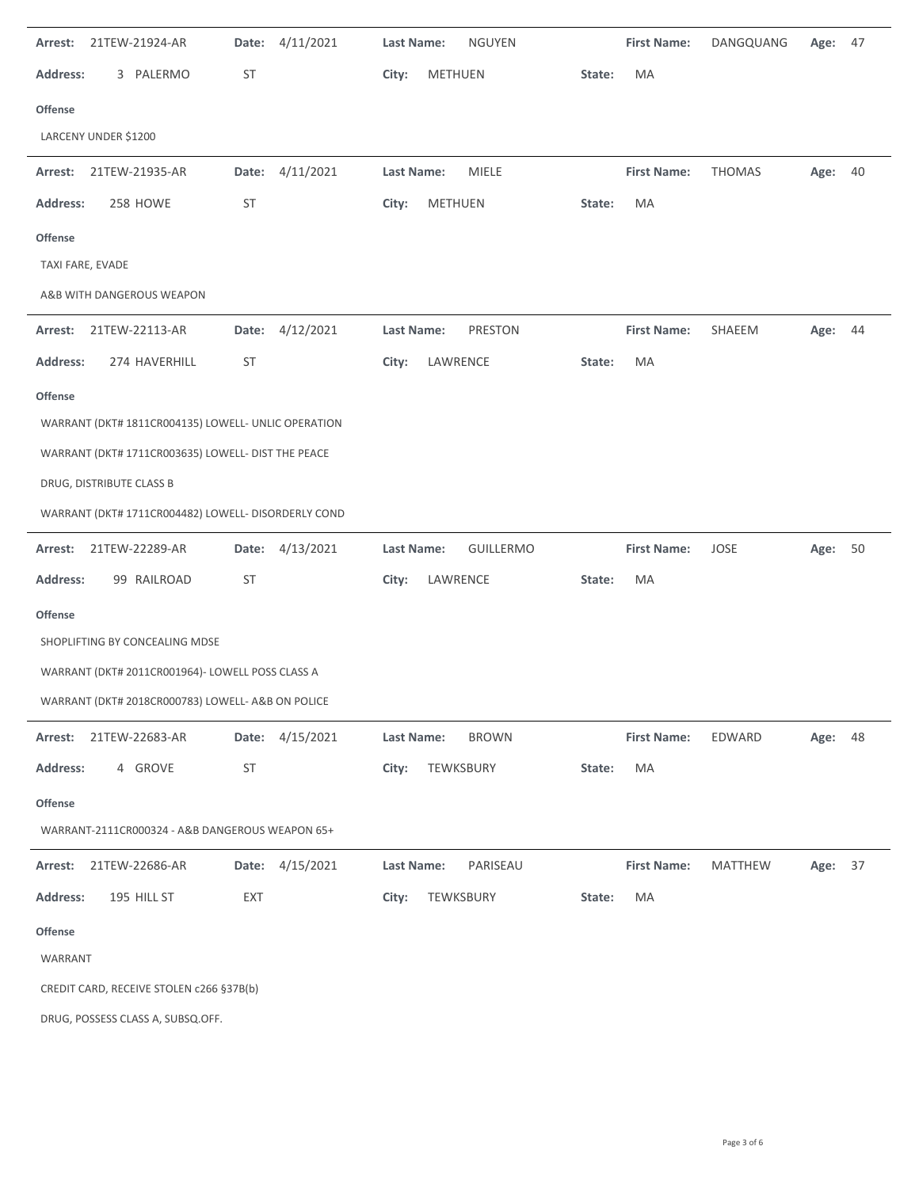**Arrest:** 21TEW-21924-AR **Date:** 4/11/2021 **Last Name:** NGUYEN **First Name:** DANGQUANG **Age:** 47

**Address:** 3 PALERMO ST **City:** METHUEN **State:** MA

**Offense**

LARCENY UNDER $1200

---

**Arrest:** 21TEW-21935-AR **Date:** 4/11/2021 **Last Name:** MIELE **First Name:** THOMAS **Age:** 40

**Address:** 258 HOWE ST **City:** METHUEN **State:** MA

**Offense**

TAXI FARE, EVADE

A&B WITH DANGEROUS WEAPON

---

**Arrest:** 21TEW-22113-AR **Date:** 4/12/2021 **Last Name:** PRESTON **First Name:** SHAEEM **Age:** 44

**Address:** 274 HAVERHILL ST **City:** LAWRENCE **State:** MA

**Offense**

WARRANT (DKT# 1811CR004135) LOWELL- UNLIC OPERATION

WARRANT (DKT# 1711CR003635) LOWELL- DIST THE PEACE

DRUG, DISTRIBUTE CLASS B

WARRANT (DKT# 1711CR004482) LOWELL- DISORDERLY COND

---

**Arrest:** 21TEW-22289-AR **Date:** 4/13/2021 **Last Name:** GUILLERMO **First Name:** JOSE **Age:** 50

**Address:** 99 RAILROAD ST **City:** LAWRENCE **State:** MA

**Offense**

SHOPLIFTING BY CONCEALING MDSE

WARRANT (DKT# 2011CR001964)- LOWELL POSS CLASS A

WARRANT (DKT# 2018CR000783) LOWELL- A&B ON POLICE

---

**Arrest:** 21TEW-22683-AR **Date:** 4/15/2021 **Last Name:** BROWN **First Name:** EDWARD **Age:** 48

**Address:** 4 GROVE ST **City:** TEWKSBURY **State:** MA

**Offense**

WARRANT-2111CR000324 - A&B DANGEROUS WEAPON 65+

---

**Arrest:** 21TEW-22686-AR **Date:** 4/15/2021 **Last Name:** PARISEAU **First Name:** MATTHEW **Age:** 37

**Address:** 195 HILL ST EXT **City:** TEWKSBURY **State:** MA

**Offense**

WARRANT

CREDIT CARD, RECEIVE STOLEN c266 §37B(b)

DRUG, POSSESS CLASS A, SUBSQ.OFF.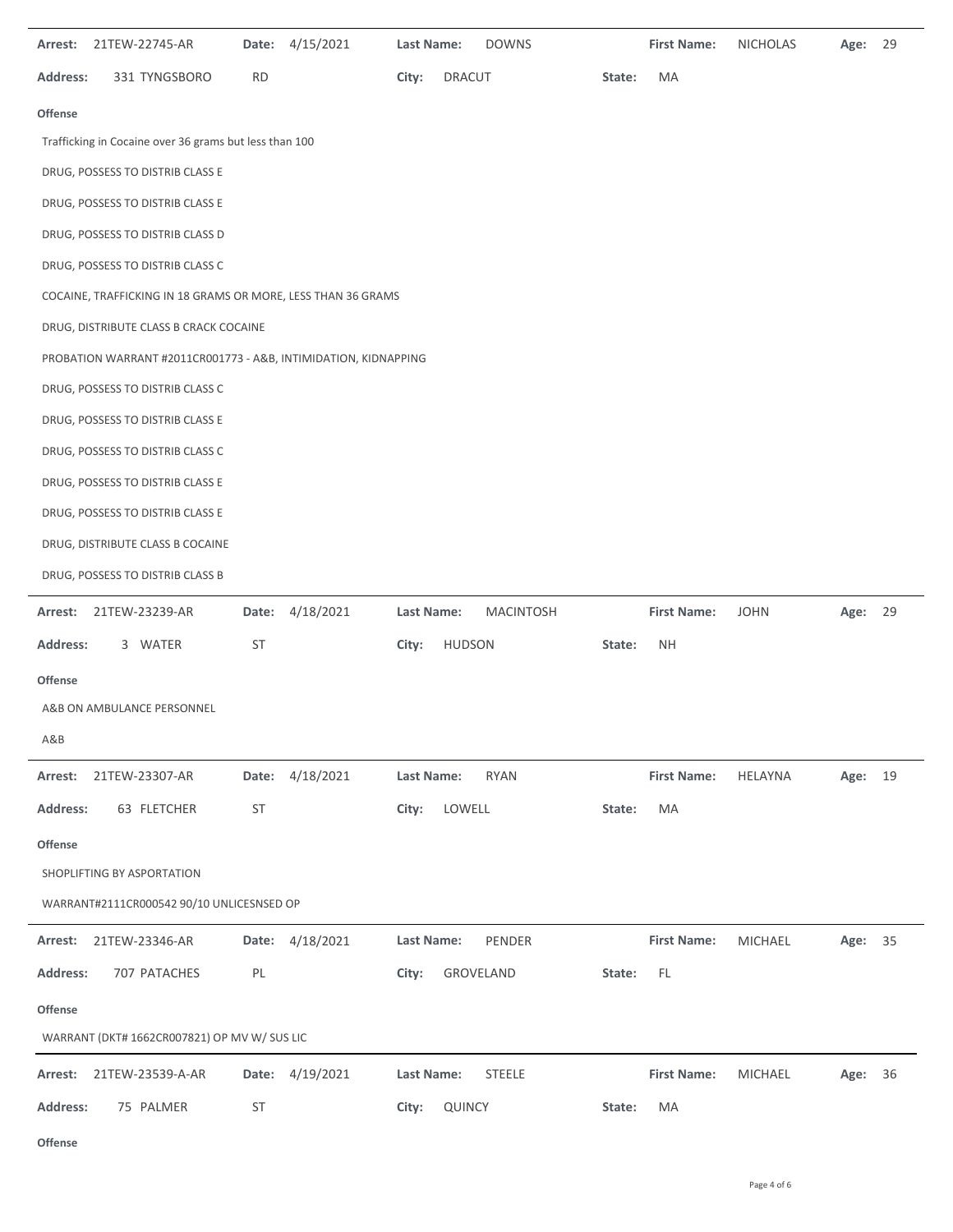**Arrest:** 21TEW-22745-AR **Date:** 4/15/2021 **Last Name:** DOWNS **First Name:** NICHOLAS **Age:** 29

**Address:** 331 TYNGSBORO RD **City:** DRACUT **State:** MA

**Offense**

Trafficking in Cocaine over 36 grams but less than 100

DRUG, POSSESS TO DISTRIB CLASS E

DRUG, POSSESS TO DISTRIB CLASS E

DRUG, POSSESS TO DISTRIB CLASS D

DRUG, POSSESS TO DISTRIB CLASS C

COCAINE, TRAFFICKING IN 18 GRAMS OR MORE, LESS THAN 36 GRAMS

DRUG, DISTRIBUTE CLASS B CRACK COCAINE

PROBATION WARRANT #2011CR001773 - A&B, INTIMIDATION, KIDNAPPING

DRUG, POSSESS TO DISTRIB CLASS C

DRUG, POSSESS TO DISTRIB CLASS E

DRUG, POSSESS TO DISTRIB CLASS C

DRUG, POSSESS TO DISTRIB CLASS E

DRUG, POSSESS TO DISTRIB CLASS E

DRUG, DISTRIBUTE CLASS B COCAINE

DRUG, POSSESS TO DISTRIB CLASS B

---

**Arrest:** 21TEW-23239-AR **Date:** 4/18/2021 **Last Name:** MACINTOSH **First Name:** JOHN **Age:** 29

**Address:** 3 WATER ST **City:** HUDSON **State:** NH

**Offense**

A&B ON AMBULANCE PERSONNEL

A&B

---

**Arrest:** 21TEW-23307-AR **Date:** 4/18/2021 **Last Name:** RYAN **First Name:** HELAYNA **Age:** 19

**Address:** 63 FLETCHER ST **City:** LOWELL **State:** MA

**Offense**

SHOPLIFTING BY ASPORTATION

WARRANT#2111CR000542 90/10 UNLICESNSED OP

---

**Arrest:** 21TEW-23346-AR **Date:** 4/18/2021 **Last Name:** PENDER **First Name:** MICHAEL **Age:** 35

**Address:** 707 PATACHES PL **City:** GROVELAND **State:** FL

**Offense**

WARRANT (DKT# 1662CR007821) OP MV W/ SUS LIC

---

**Arrest:** 21TEW-23539-A-AR **Date:** 4/19/2021 **Last Name:** STEELE **First Name:** MICHAEL **Age:** 36

**Address:** 75 PALMER ST **City:** QUINCY **State:** MA

**Offense**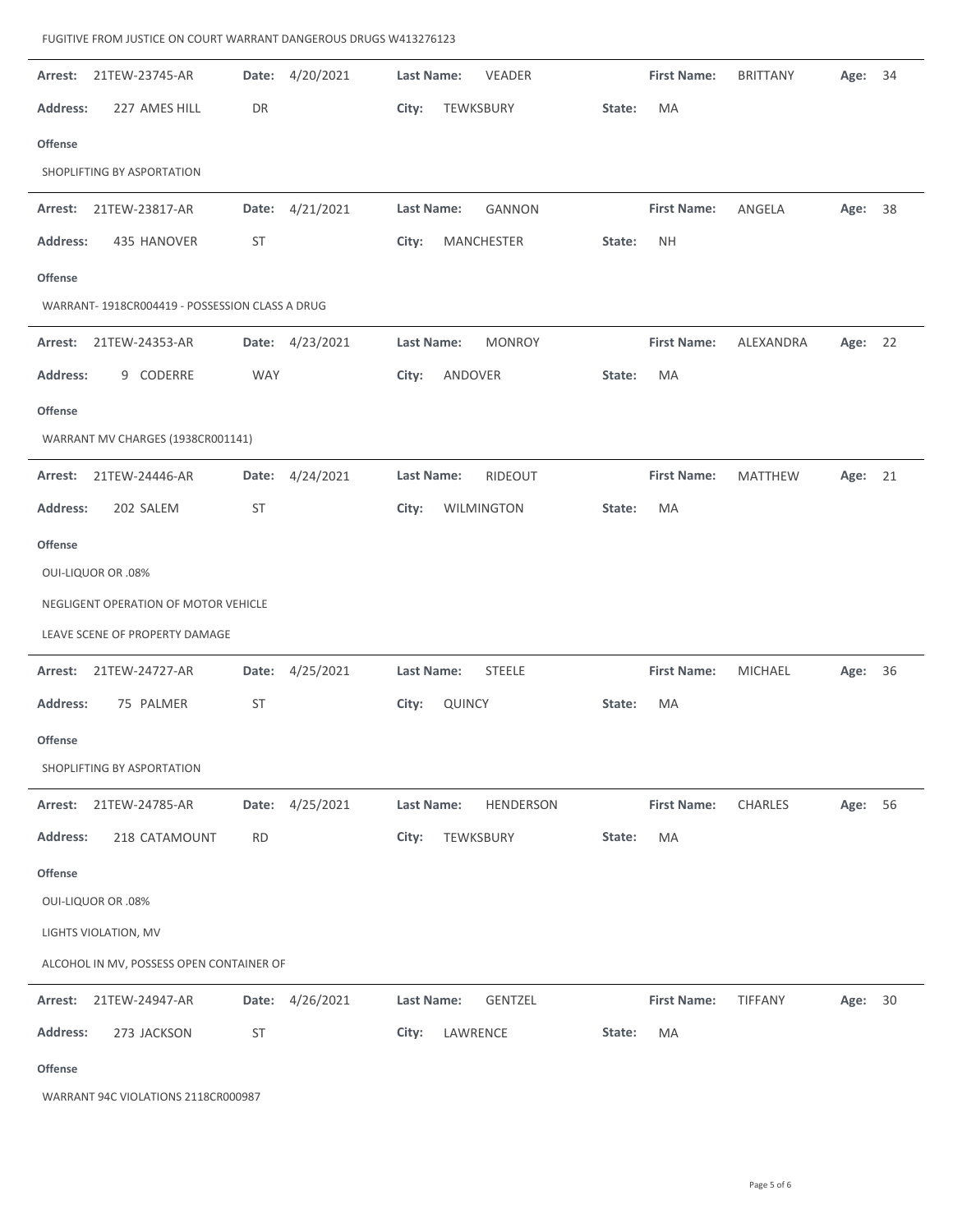FUGITIVE FROM JUSTICE ON COURT WARRANT DANGEROUS DRUGS W413276123

**Arrest:** 21TEW-23745-AR **Date:** 4/20/2021 **Last Name:** VEADER **First Name:** BRITTANY **Age:** 34

**Address:** 227 AMES HILL DR **City:** TEWKSBURY **State:** MA

**Offense**

SHOPLIFTING BY ASPORTATION

---

**Arrest:** 21TEW-23817-AR **Date:** 4/21/2021 **Last Name:** GANNON **First Name:** ANGELA **Age:** 38

**Address:** 435 HANOVER ST **City:** MANCHESTER **State:** NH

**Offense**

WARRANT- 1918CR004419 - POSSESSION CLASS A DRUG

---

**Arrest:** 21TEW-24353-AR **Date:** 4/23/2021 **Last Name:** MONROY **First Name:** ALEXANDRA **Age:** 22

**Address:** 9 CODERRE WAY **City:** ANDOVER **State:** MA

**Offense**

WARRANT MV CHARGES (1938CR001141)

---

**Arrest:** 21TEW-24446-AR **Date:** 4/24/2021 **Last Name:** RIDEOUT **First Name:** MATTHEW **Age:** 21

**Address:** 202 SALEM ST **City:** WILMINGTON **State:** MA

**Offense**

OUI-LIQUOR OR .08%

NEGLIGENT OPERATION OF MOTOR VEHICLE

LEAVE SCENE OF PROPERTY DAMAGE

---

**Arrest:** 21TEW-24727-AR **Date:** 4/25/2021 **Last Name:** STEELE **First Name:** MICHAEL **Age:** 36

**Address:** 75 PALMER ST **City:** QUINCY **State:** MA

**Offense**

SHOPLIFTING BY ASPORTATION

---

**Arrest:** 21TEW-24785-AR **Date:** 4/25/2021 **Last Name:** HENDERSON **First Name:** CHARLES **Age:** 56

**Address:** 218 CATAMOUNT RD **City:** TEWKSBURY **State:** MA

**Offense**

OUI-LIQUOR OR .08%

LIGHTS VIOLATION, MV

ALCOHOL IN MV, POSSESS OPEN CONTAINER OF

---

**Arrest:** 21TEW-24947-AR **Date:** 4/26/2021 **Last Name:** GENTZEL **First Name:** TIFFANY **Age:** 30

**Address:** 273 JACKSON ST **City:** LAWRENCE **State:** MA

**Offense**

WARRANT 94C VIOLATIONS 2118CR000987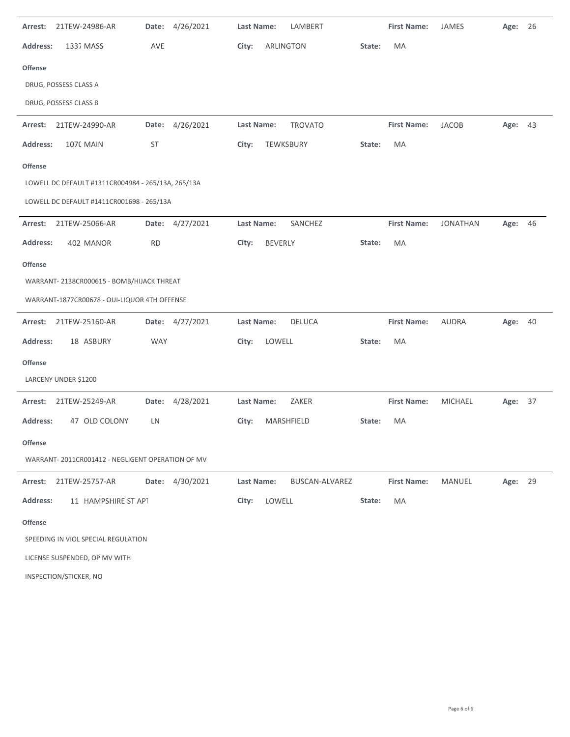**Arrest:** 21TEW-24986-AR **Date:** 4/26/2021 **Last Name:** LAMBERT **First Name:** JAMES **Age:** 26

**Address:** 1337 MASS AVE **City:** ARLINGTON **State:** MA

**Offense**

DRUG, POSSESS CLASS A

DRUG, POSSESS CLASS B

---

**Arrest:** 21TEW-24990-AR **Date:** 4/26/2021 **Last Name:** TROVATO **First Name:** JACOB **Age:** 43

**Address:** 1070 MAIN ST **City:** TEWKSBURY **State:** MA

**Offense**

LOWELL DC DEFAULT #1311CR004984 - 265/13A, 265/13A

LOWELL DC DEFAULT #1411CR001698 - 265/13A

---

**Arrest:** 21TEW-25066-AR **Date:** 4/27/2021 **Last Name:** SANCHEZ **First Name:** JONATHAN **Age:** 46

**Address:** 402 MANOR RD **City:** BEVERLY **State:** MA

**Offense**

WARRANT- 2138CR000615 - BOMB/HIJACK THREAT

WARRANT-1877CR00678 - OUI-LIQUOR 4TH OFFENSE

---

**Arrest:** 21TEW-25160-AR **Date:** 4/27/2021 **Last Name:** DELUCA **First Name:** AUDRA **Age:** 40

**Address:** 18 ASBURY WAY **City:** LOWELL **State:** MA

**Offense**

LARCENY UNDER $1200

---

**Arrest:** 21TEW-25249-AR **Date:** 4/28/2021 **Last Name:** ZAKER **First Name:** MICHAEL **Age:** 37

**Address:** 47 OLD COLONY LN **City:** MARSHFIELD **State:** MA

**Offense**

WARRANT- 2011CR001412 - NEGLIGENT OPERATION OF MV

---

**Arrest:** 21TEW-25757-AR **Date:** 4/30/2021 **Last Name:** BUSCAN-ALVAREZ **First Name:** MANUEL **Age:** 29

**Address:** 11 HAMPSHIRE ST APT **City:** LOWELL **State:** MA

**Offense**

SPEEDING IN VIOL SPECIAL REGULATION

LICENSE SUSPENDED, OP MV WITH

INSPECTION/STICKER, NO